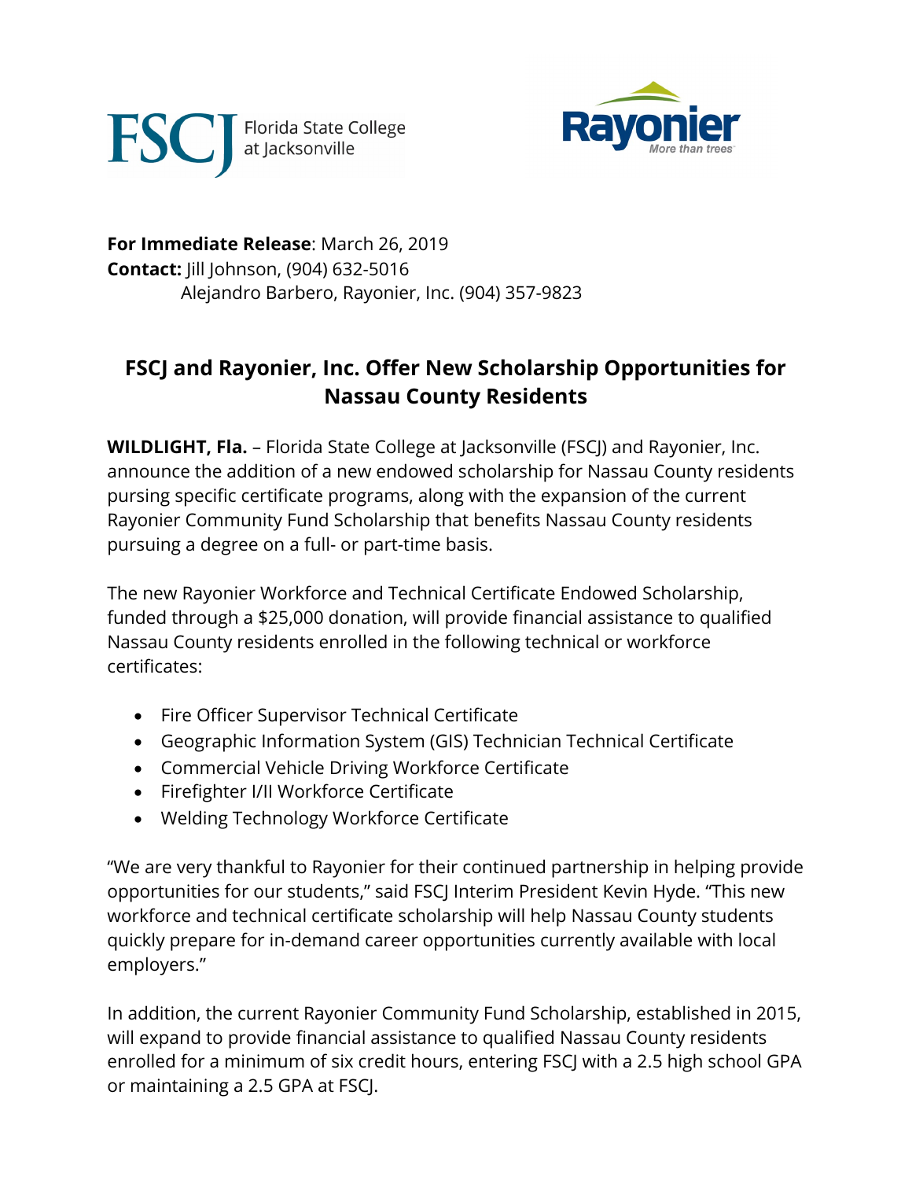FSCJ Florida State College at Jacksonville

Rayonier More than trees

**For Immediate Release**: March 26, 2019
**Contact:** Jill Johnson, (904) 632-5016
Alejandro Barbero, Rayonier, Inc. (904) 357-9823

## FSCJ and Rayonier, Inc. Offer New Scholarship Opportunities for Nassau County Residents

**WILDLIGHT, Fla.** – Florida State College at Jacksonville (FSCJ) and Rayonier, Inc. announce the addition of a new endowed scholarship for Nassau County residents pursing specific certificate programs, along with the expansion of the current Rayonier Community Fund Scholarship that benefits Nassau County residents pursuing a degree on a full- or part-time basis.

The new Rayonier Workforce and Technical Certificate Endowed Scholarship, funded through a $25,000 donation, will provide financial assistance to qualified Nassau County residents enrolled in the following technical or workforce certificates:

- Fire Officer Supervisor Technical Certificate
- Geographic Information System (GIS) Technician Technical Certificate
- Commercial Vehicle Driving Workforce Certificate
- Firefighter I/II Workforce Certificate
- Welding Technology Workforce Certificate

"We are very thankful to Rayonier for their continued partnership in helping provide opportunities for our students," said FSCJ Interim President Kevin Hyde. "This new workforce and technical certificate scholarship will help Nassau County students quickly prepare for in-demand career opportunities currently available with local employers."

In addition, the current Rayonier Community Fund Scholarship, established in 2015, will expand to provide financial assistance to qualified Nassau County residents enrolled for a minimum of six credit hours, entering FSCJ with a 2.5 high school GPA or maintaining a 2.5 GPA at FSCJ.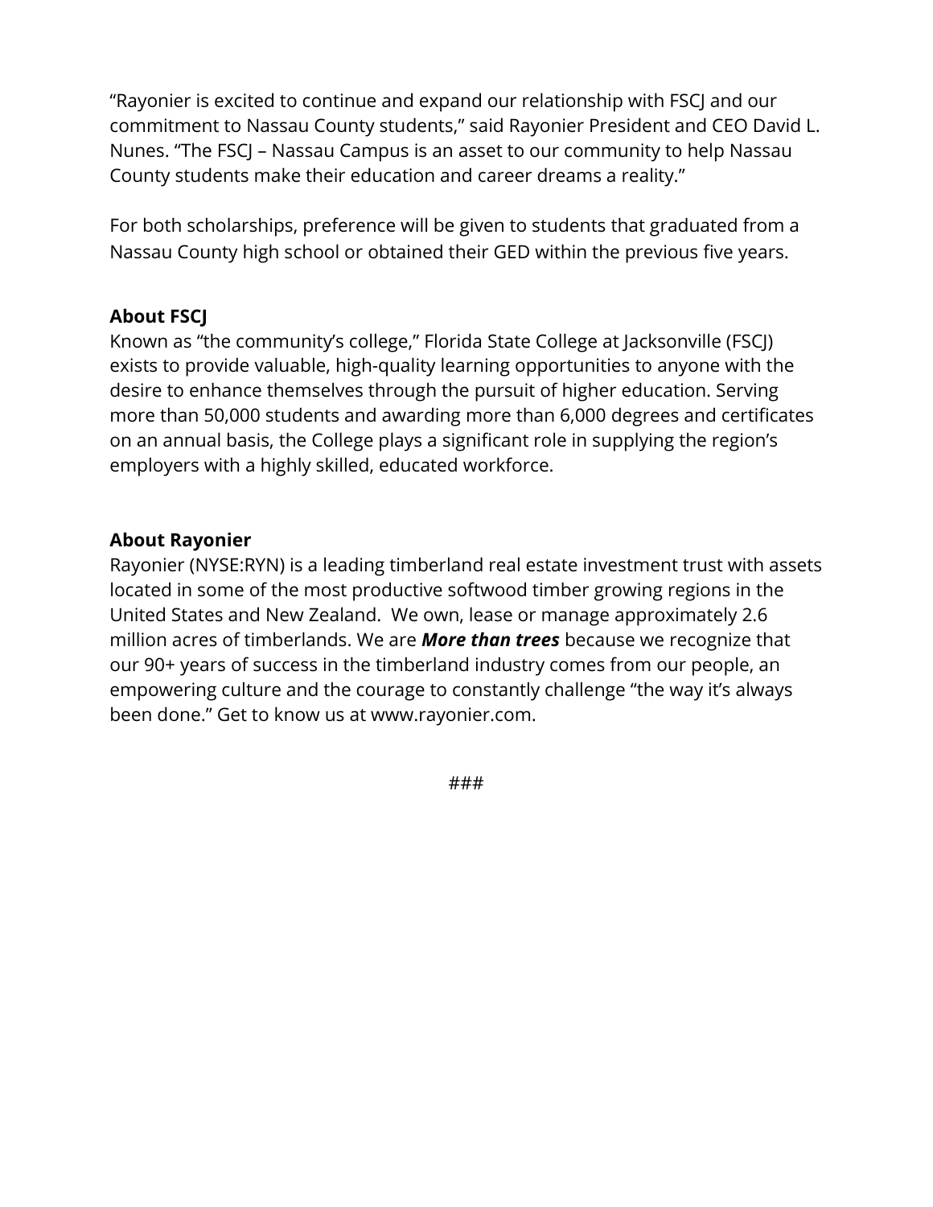"Rayonier is excited to continue and expand our relationship with FSCJ and our commitment to Nassau County students," said Rayonier President and CEO David L. Nunes. "The FSCJ – Nassau Campus is an asset to our community to help Nassau County students make their education and career dreams a reality."

For both scholarships, preference will be given to students that graduated from a Nassau County high school or obtained their GED within the previous five years.

**About FSCJ**
Known as "the community's college," Florida State College at Jacksonville (FSCJ) exists to provide valuable, high-quality learning opportunities to anyone with the desire to enhance themselves through the pursuit of higher education. Serving more than 50,000 students and awarding more than 6,000 degrees and certificates on an annual basis, the College plays a significant role in supplying the region's employers with a highly skilled, educated workforce.

**About Rayonier**
Rayonier (NYSE:RYN) is a leading timberland real estate investment trust with assets located in some of the most productive softwood timber growing regions in the United States and New Zealand. We own, lease or manage approximately 2.6 million acres of timberlands. We are ***More than trees*** because we recognize that our 90+ years of success in the timberland industry comes from our people, an empowering culture and the courage to constantly challenge "the way it's always been done." Get to know us at www.rayonier.com.

###